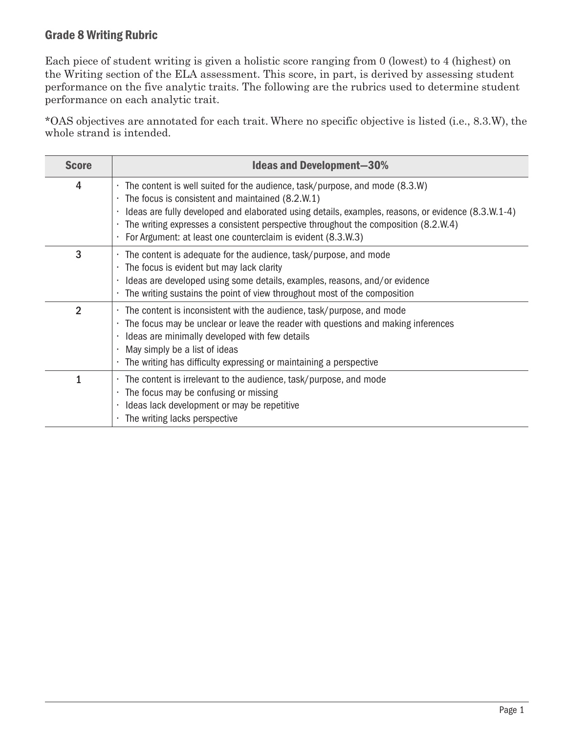## Grade 8 Writing Rubric

Each piece of student writing is given a holistic score ranging from 0 (lowest) to 4 (highest) on the Writing section of the ELA assessment. This score, in part, is derived by assessing student performance on the five analytic traits. The following are the rubrics used to determine student performance on each analytic trait.

*OAS objectives are annotated for each trait. Where no specific objective is listed (i.e., 8.3.W), the whole strand is intended.

| Score | Ideas and Development—30% |
| --- | --- |
| 4 | · The content is well suited for the audience, task/purpose, and mode (8.3.W)<br>· The focus is consistent and maintained (8.2.W.1)<br>· Ideas are fully developed and elaborated using details, examples, reasons, or evidence (8.3.W.1-4)<br>· The writing expresses a consistent perspective throughout the composition (8.2.W.4)<br>· For Argument: at least one counterclaim is evident (8.3.W.3) |
| 3 | · The content is adequate for the audience, task/purpose, and mode<br>· The focus is evident but may lack clarity<br>· Ideas are developed using some details, examples, reasons, and/or evidence<br>· The writing sustains the point of view throughout most of the composition |
| 2 | · The content is inconsistent with the audience, task/purpose, and mode<br>· The focus may be unclear or leave the reader with questions and making inferences<br>· Ideas are minimally developed with few details<br>· May simply be a list of ideas<br>· The writing has difficulty expressing or maintaining a perspective |
| 1 | · The content is irrelevant to the audience, task/purpose, and mode<br>· The focus may be confusing or missing<br>· Ideas lack development or may be repetitive<br>· The writing lacks perspective |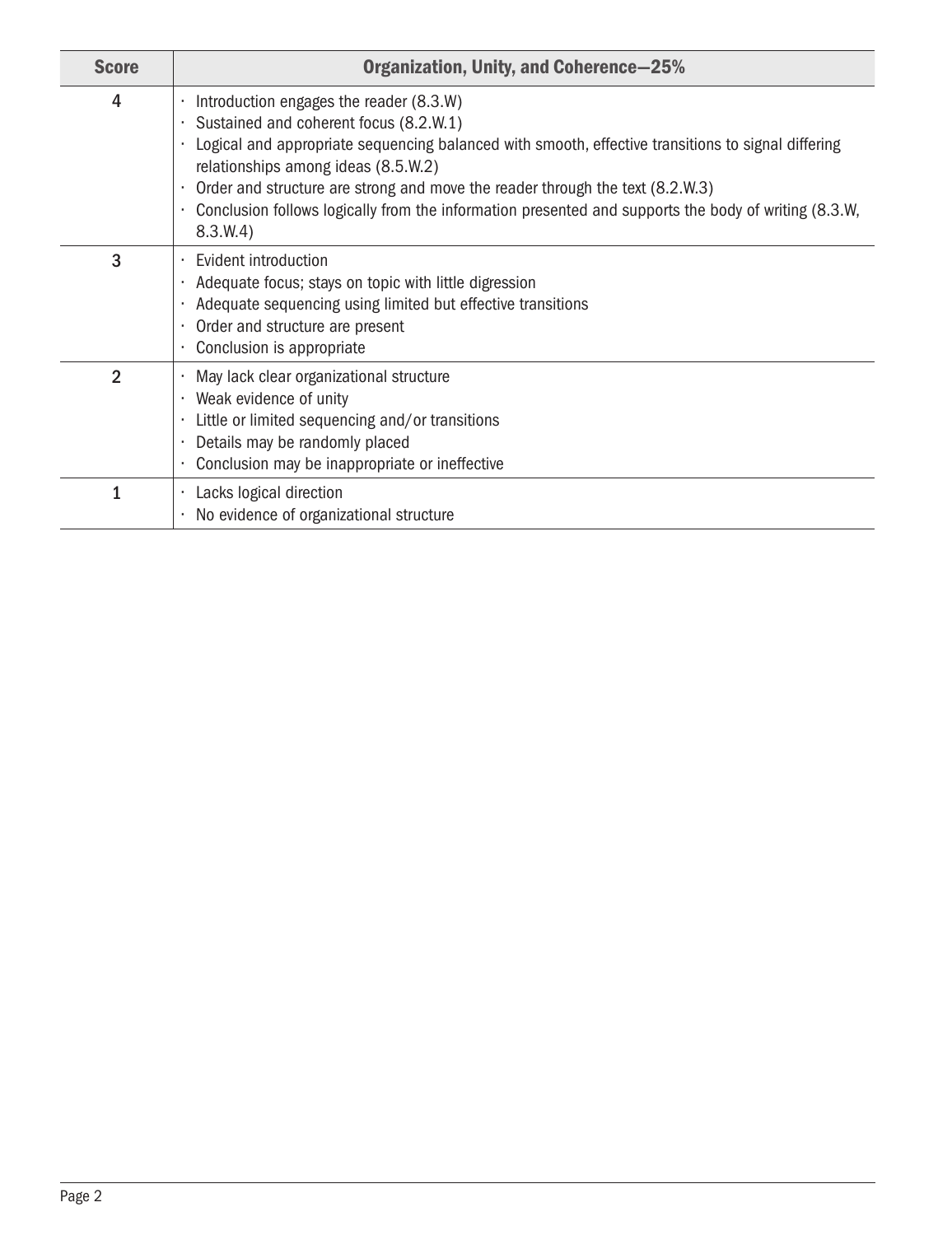| Score | Organization, Unity, and Coherence—25% |
| --- | --- |
| 4 | · Introduction engages the reader (8.3.W)<br>· Sustained and coherent focus (8.2.W.1)<br>· Logical and appropriate sequencing balanced with smooth, effective transitions to signal differing relationships among ideas (8.5.W.2)<br>· Order and structure are strong and move the reader through the text (8.2.W.3)<br>· Conclusion follows logically from the information presented and supports the body of writing (8.3.W, 8.3.W.4) |
| 3 | · Evident introduction<br>· Adequate focus; stays on topic with little digression<br>· Adequate sequencing using limited but effective transitions<br>· Order and structure are present<br>· Conclusion is appropriate |
| 2 | · May lack clear organizational structure<br>· Weak evidence of unity<br>· Little or limited sequencing and/or transitions<br>· Details may be randomly placed<br>· Conclusion may be inappropriate or ineffective |
| 1 | · Lacks logical direction<br>· No evidence of organizational structure |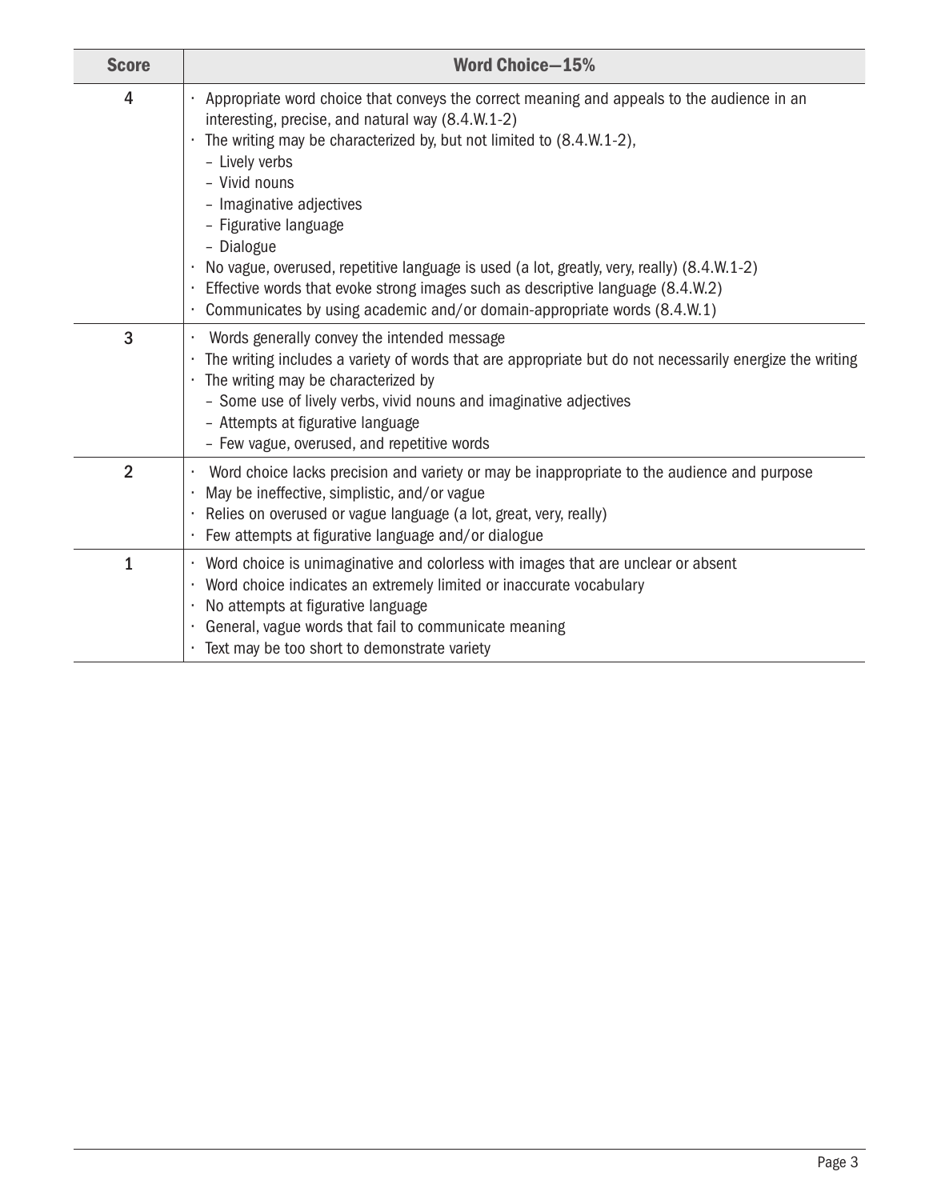| Score | Word Choice—15% |
| --- | --- |
| 4 | · Appropriate word choice that conveys the correct meaning and appeals to the audience in an interesting, precise, and natural way (8.4.W.1-2)<br>· The writing may be characterized by, but not limited to (8.4.W.1-2),<br>– Lively verbs<br>– Vivid nouns<br>– Imaginative adjectives<br>– Figurative language<br>– Dialogue<br>· No vague, overused, repetitive language is used (a lot, greatly, very, really) (8.4.W.1-2)<br>· Effective words that evoke strong images such as descriptive language (8.4.W.2)<br>· Communicates by using academic and/or domain-appropriate words (8.4.W.1) |
| 3 | · Words generally convey the intended message<br>· The writing includes a variety of words that are appropriate but do not necessarily energize the writing<br>· The writing may be characterized by<br>– Some use of lively verbs, vivid nouns and imaginative adjectives<br>– Attempts at figurative language<br>– Few vague, overused, and repetitive words |
| 2 | · Word choice lacks precision and variety or may be inappropriate to the audience and purpose<br>· May be ineffective, simplistic, and/or vague<br>· Relies on overused or vague language (a lot, great, very, really)<br>· Few attempts at figurative language and/or dialogue |
| 1 | · Word choice is unimaginative and colorless with images that are unclear or absent<br>· Word choice indicates an extremely limited or inaccurate vocabulary<br>· No attempts at figurative language<br>· General, vague words that fail to communicate meaning<br>· Text may be too short to demonstrate variety |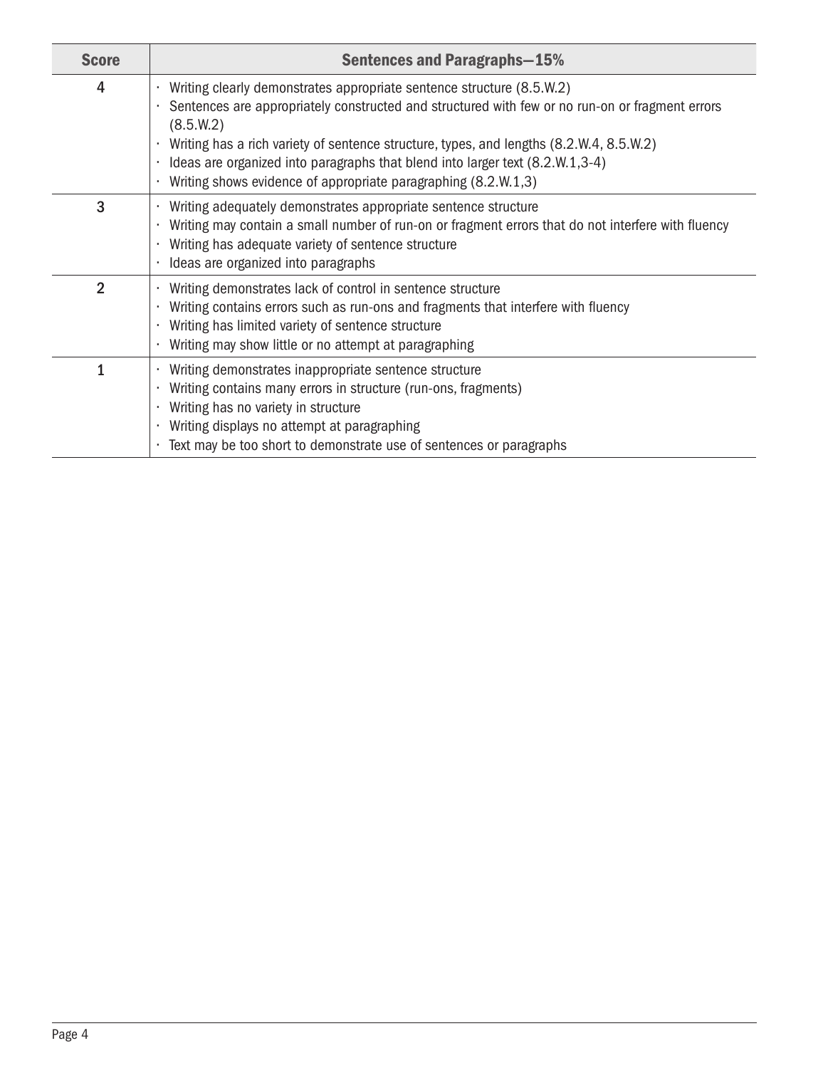| Score | Sentences and Paragraphs—15% |
|---|---|
| 4 | · Writing clearly demonstrates appropriate sentence structure (8.5.W.2)<br>· Sentences are appropriately constructed and structured with few or no run-on or fragment errors (8.5.W.2)<br>· Writing has a rich variety of sentence structure, types, and lengths (8.2.W.4, 8.5.W.2)<br>· Ideas are organized into paragraphs that blend into larger text (8.2.W.1,3-4)<br>· Writing shows evidence of appropriate paragraphing (8.2.W.1,3) |
| 3 | · Writing adequately demonstrates appropriate sentence structure<br>· Writing may contain a small number of run-on or fragment errors that do not interfere with fluency<br>· Writing has adequate variety of sentence structure<br>· Ideas are organized into paragraphs |
| 2 | · Writing demonstrates lack of control in sentence structure<br>· Writing contains errors such as run-ons and fragments that interfere with fluency<br>· Writing has limited variety of sentence structure<br>· Writing may show little or no attempt at paragraphing |
| 1 | · Writing demonstrates inappropriate sentence structure<br>· Writing contains many errors in structure (run-ons, fragments)<br>· Writing has no variety in structure<br>· Writing displays no attempt at paragraphing<br>· Text may be too short to demonstrate use of sentences or paragraphs |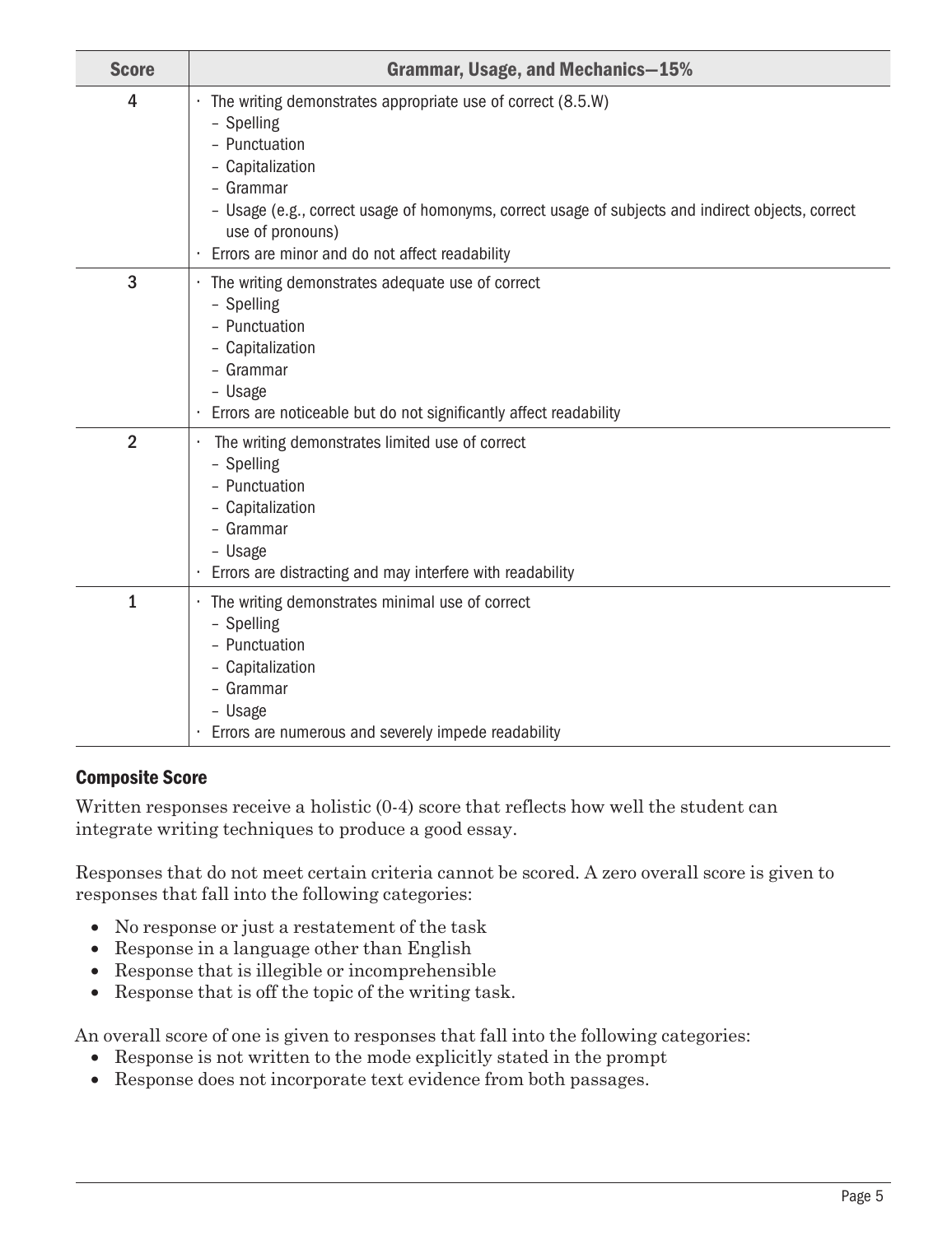| Score | Grammar, Usage, and Mechanics—15% |
|---|---|
| 4 | · The writing demonstrates appropriate use of correct (8.5.W)<br>– Spelling<br>– Punctuation<br>– Capitalization<br>– Grammar<br>– Usage (e.g., correct usage of homonyms, correct usage of subjects and indirect objects, correct use of pronouns)<br>· Errors are minor and do not affect readability |
| 3 | · The writing demonstrates adequate use of correct<br>– Spelling<br>– Punctuation<br>– Capitalization<br>– Grammar<br>– Usage<br>· Errors are noticeable but do not significantly affect readability |
| 2 | · The writing demonstrates limited use of correct<br>– Spelling<br>– Punctuation<br>– Capitalization<br>– Grammar<br>– Usage<br>· Errors are distracting and may interfere with readability |
| 1 | · The writing demonstrates minimal use of correct<br>– Spelling<br>– Punctuation<br>– Capitalization<br>– Grammar<br>– Usage<br>· Errors are numerous and severely impede readability |

## Composite Score

Written responses receive a holistic (0-4) score that reflects how well the student can integrate writing techniques to produce a good essay.

Responses that do not meet certain criteria cannot be scored. A zero overall score is given to responses that fall into the following categories:

- No response or just a restatement of the task
- Response in a language other than English
- Response that is illegible or incomprehensible
- Response that is off the topic of the writing task.

An overall score of one is given to responses that fall into the following categories:

- Response is not written to the mode explicitly stated in the prompt
- Response does not incorporate text evidence from both passages.